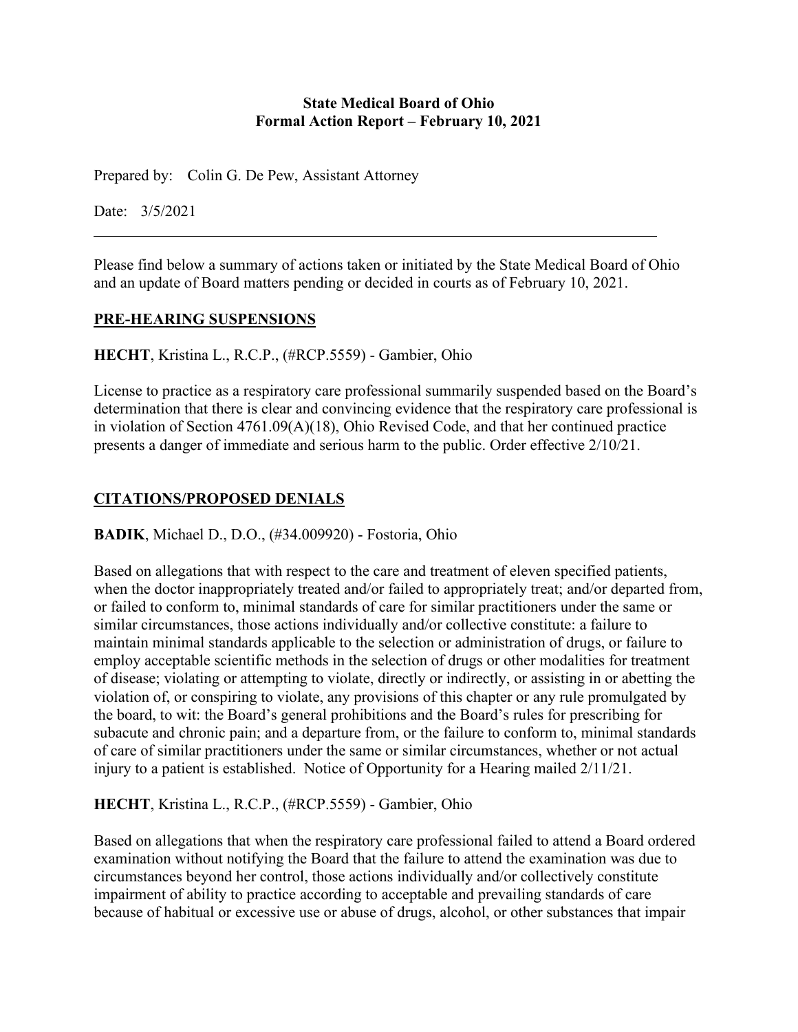**State Medical Board of Ohio**
**Formal Action Report – February 10, 2021**

Prepared by: Colin G. De Pew, Assistant Attorney

Date: 3/5/2021

---

Please find below a summary of actions taken or initiated by the State Medical Board of Ohio and an update of Board matters pending or decided in courts as of February 10, 2021.

## PRE-HEARING SUSPENSIONS

**HECHT**, Kristina L., R.C.P., (#RCP.5559) - Gambier, Ohio

License to practice as a respiratory care professional summarily suspended based on the Board's determination that there is clear and convincing evidence that the respiratory care professional is in violation of Section 4761.09(A)(18), Ohio Revised Code, and that her continued practice presents a danger of immediate and serious harm to the public. Order effective 2/10/21.

## CITATIONS/PROPOSED DENIALS

**BADIK**, Michael D., D.O., (#34.009920) - Fostoria, Ohio

Based on allegations that with respect to the care and treatment of eleven specified patients, when the doctor inappropriately treated and/or failed to appropriately treat; and/or departed from, or failed to conform to, minimal standards of care for similar practitioners under the same or similar circumstances, those actions individually and/or collective constitute: a failure to maintain minimal standards applicable to the selection or administration of drugs, or failure to employ acceptable scientific methods in the selection of drugs or other modalities for treatment of disease; violating or attempting to violate, directly or indirectly, or assisting in or abetting the violation of, or conspiring to violate, any provisions of this chapter or any rule promulgated by the board, to wit: the Board's general prohibitions and the Board's rules for prescribing for subacute and chronic pain; and a departure from, or the failure to conform to, minimal standards of care of similar practitioners under the same or similar circumstances, whether or not actual injury to a patient is established. Notice of Opportunity for a Hearing mailed 2/11/21.

**HECHT**, Kristina L., R.C.P., (#RCP.5559) - Gambier, Ohio

Based on allegations that when the respiratory care professional failed to attend a Board ordered examination without notifying the Board that the failure to attend the examination was due to circumstances beyond her control, those actions individually and/or collectively constitute impairment of ability to practice according to acceptable and prevailing standards of care because of habitual or excessive use or abuse of drugs, alcohol, or other substances that impair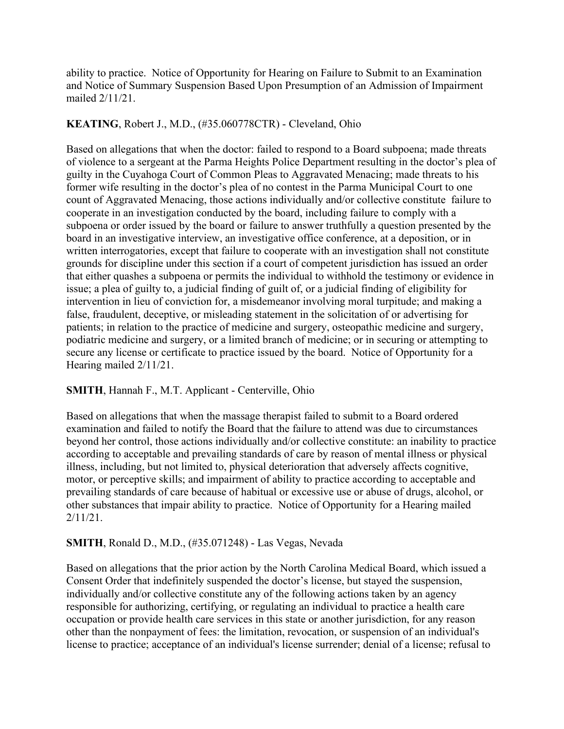ability to practice. Notice of Opportunity for Hearing on Failure to Submit to an Examination and Notice of Summary Suspension Based Upon Presumption of an Admission of Impairment mailed 2/11/21.

**KEATING**, Robert J., M.D., (#35.060778CTR) - Cleveland, Ohio

Based on allegations that when the doctor: failed to respond to a Board subpoena; made threats of violence to a sergeant at the Parma Heights Police Department resulting in the doctor's plea of guilty in the Cuyahoga Court of Common Pleas to Aggravated Menacing; made threats to his former wife resulting in the doctor's plea of no contest in the Parma Municipal Court to one count of Aggravated Menacing, those actions individually and/or collective constitute failure to cooperate in an investigation conducted by the board, including failure to comply with a subpoena or order issued by the board or failure to answer truthfully a question presented by the board in an investigative interview, an investigative office conference, at a deposition, or in written interrogatories, except that failure to cooperate with an investigation shall not constitute grounds for discipline under this section if a court of competent jurisdiction has issued an order that either quashes a subpoena or permits the individual to withhold the testimony or evidence in issue; a plea of guilty to, a judicial finding of guilt of, or a judicial finding of eligibility for intervention in lieu of conviction for, a misdemeanor involving moral turpitude; and making a false, fraudulent, deceptive, or misleading statement in the solicitation of or advertising for patients; in relation to the practice of medicine and surgery, osteopathic medicine and surgery, podiatric medicine and surgery, or a limited branch of medicine; or in securing or attempting to secure any license or certificate to practice issued by the board. Notice of Opportunity for a Hearing mailed 2/11/21.

**SMITH**, Hannah F., M.T. Applicant - Centerville, Ohio

Based on allegations that when the massage therapist failed to submit to a Board ordered examination and failed to notify the Board that the failure to attend was due to circumstances beyond her control, those actions individually and/or collective constitute: an inability to practice according to acceptable and prevailing standards of care by reason of mental illness or physical illness, including, but not limited to, physical deterioration that adversely affects cognitive, motor, or perceptive skills; and impairment of ability to practice according to acceptable and prevailing standards of care because of habitual or excessive use or abuse of drugs, alcohol, or other substances that impair ability to practice. Notice of Opportunity for a Hearing mailed 2/11/21.

**SMITH**, Ronald D., M.D., (#35.071248) - Las Vegas, Nevada

Based on allegations that the prior action by the North Carolina Medical Board, which issued a Consent Order that indefinitely suspended the doctor's license, but stayed the suspension, individually and/or collective constitute any of the following actions taken by an agency responsible for authorizing, certifying, or regulating an individual to practice a health care occupation or provide health care services in this state or another jurisdiction, for any reason other than the nonpayment of fees: the limitation, revocation, or suspension of an individual's license to practice; acceptance of an individual's license surrender; denial of a license; refusal to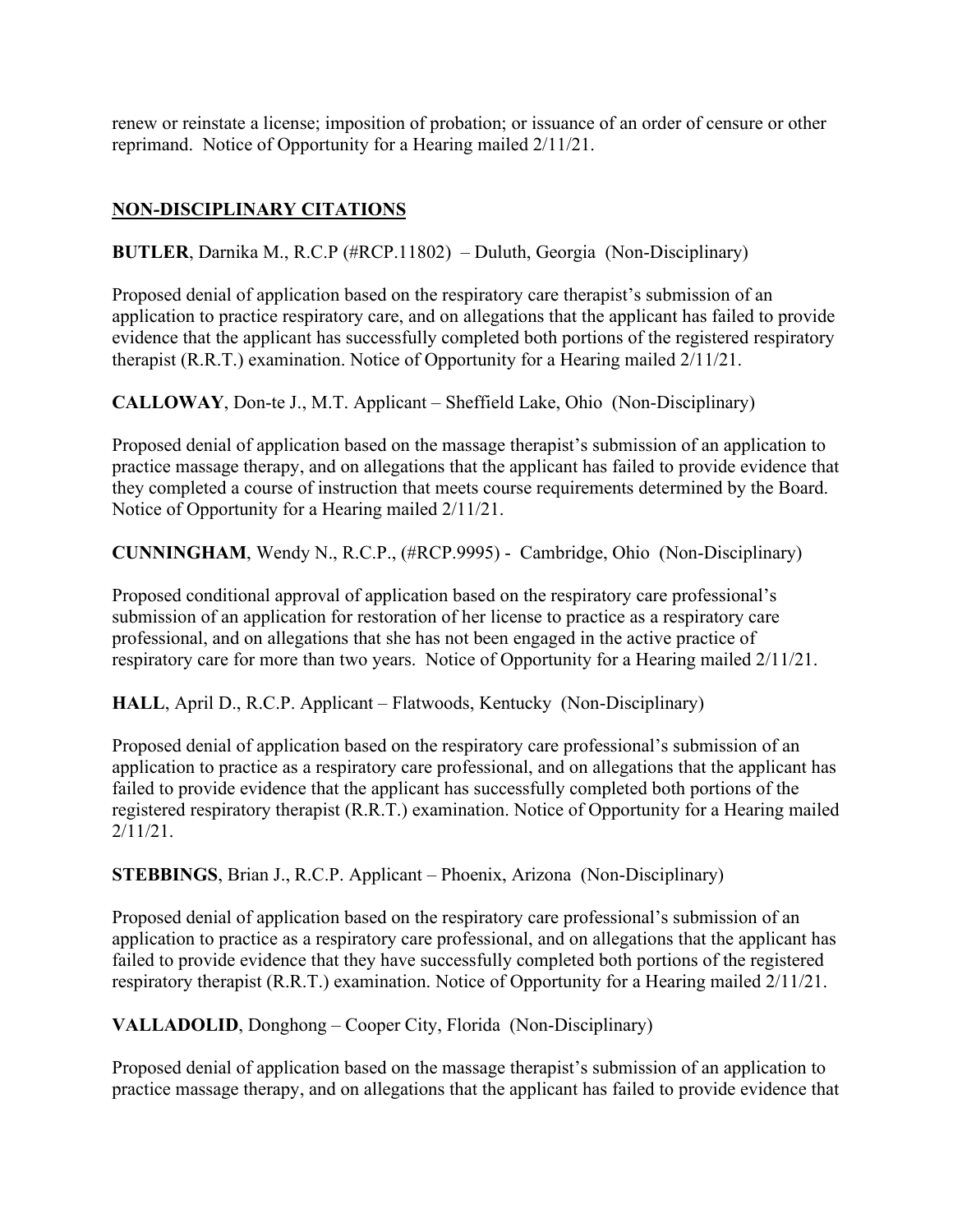renew or reinstate a license; imposition of probation; or issuance of an order of censure or other reprimand. Notice of Opportunity for a Hearing mailed 2/11/21.

## NON-DISCIPLINARY CITATIONS

**BUTLER**, Darnika M., R.C.P (#RCP.11802) – Duluth, Georgia (Non-Disciplinary)

Proposed denial of application based on the respiratory care therapist's submission of an application to practice respiratory care, and on allegations that the applicant has failed to provide evidence that the applicant has successfully completed both portions of the registered respiratory therapist (R.R.T.) examination. Notice of Opportunity for a Hearing mailed 2/11/21.

**CALLOWAY**, Don-te J., M.T. Applicant – Sheffield Lake, Ohio (Non-Disciplinary)

Proposed denial of application based on the massage therapist's submission of an application to practice massage therapy, and on allegations that the applicant has failed to provide evidence that they completed a course of instruction that meets course requirements determined by the Board. Notice of Opportunity for a Hearing mailed 2/11/21.

**CUNNINGHAM**, Wendy N., R.C.P., (#RCP.9995) - Cambridge, Ohio (Non-Disciplinary)

Proposed conditional approval of application based on the respiratory care professional's submission of an application for restoration of her license to practice as a respiratory care professional, and on allegations that she has not been engaged in the active practice of respiratory care for more than two years. Notice of Opportunity for a Hearing mailed 2/11/21.

**HALL**, April D., R.C.P. Applicant – Flatwoods, Kentucky (Non-Disciplinary)

Proposed denial of application based on the respiratory care professional's submission of an application to practice as a respiratory care professional, and on allegations that the applicant has failed to provide evidence that the applicant has successfully completed both portions of the registered respiratory therapist (R.R.T.) examination. Notice of Opportunity for a Hearing mailed 2/11/21.

**STEBBINGS**, Brian J., R.C.P. Applicant – Phoenix, Arizona (Non-Disciplinary)

Proposed denial of application based on the respiratory care professional's submission of an application to practice as a respiratory care professional, and on allegations that the applicant has failed to provide evidence that they have successfully completed both portions of the registered respiratory therapist (R.R.T.) examination. Notice of Opportunity for a Hearing mailed 2/11/21.

**VALLADOLID**, Donghong – Cooper City, Florida (Non-Disciplinary)

Proposed denial of application based on the massage therapist's submission of an application to practice massage therapy, and on allegations that the applicant has failed to provide evidence that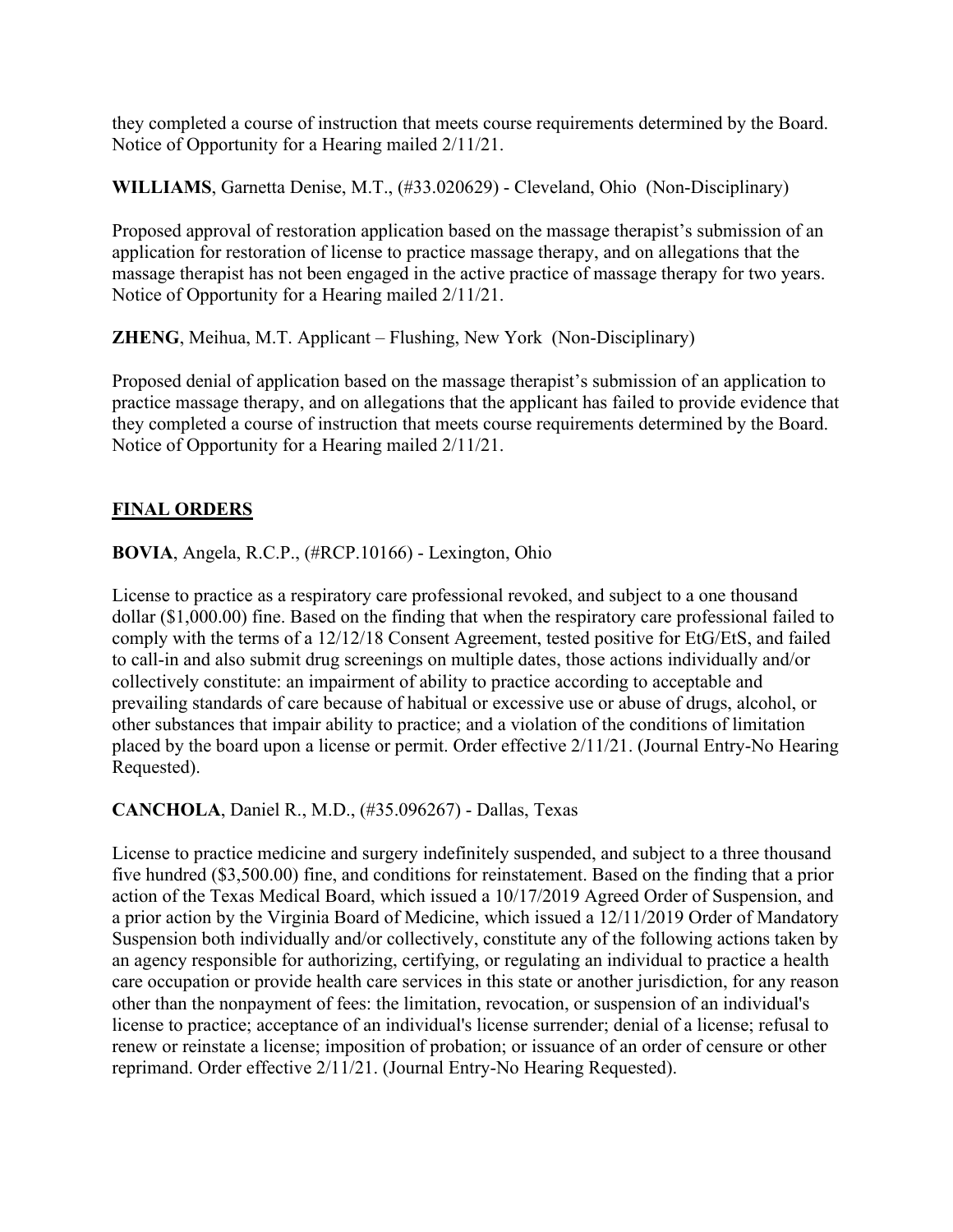they completed a course of instruction that meets course requirements determined by the Board. Notice of Opportunity for a Hearing mailed 2/11/21.

**WILLIAMS**, Garnetta Denise, M.T., (#33.020629) - Cleveland, Ohio (Non-Disciplinary)

Proposed approval of restoration application based on the massage therapist's submission of an application for restoration of license to practice massage therapy, and on allegations that the massage therapist has not been engaged in the active practice of massage therapy for two years. Notice of Opportunity for a Hearing mailed 2/11/21.

**ZHENG**, Meihua, M.T. Applicant – Flushing, New York (Non-Disciplinary)

Proposed denial of application based on the massage therapist's submission of an application to practice massage therapy, and on allegations that the applicant has failed to provide evidence that they completed a course of instruction that meets course requirements determined by the Board. Notice of Opportunity for a Hearing mailed 2/11/21.

## FINAL ORDERS

**BOVIA**, Angela, R.C.P., (#RCP.10166) - Lexington, Ohio

License to practice as a respiratory care professional revoked, and subject to a one thousand dollar ($1,000.00) fine. Based on the finding that when the respiratory care professional failed to comply with the terms of a 12/12/18 Consent Agreement, tested positive for EtG/EtS, and failed to call-in and also submit drug screenings on multiple dates, those actions individually and/or collectively constitute: an impairment of ability to practice according to acceptable and prevailing standards of care because of habitual or excessive use or abuse of drugs, alcohol, or other substances that impair ability to practice; and a violation of the conditions of limitation placed by the board upon a license or permit. Order effective 2/11/21. (Journal Entry-No Hearing Requested).

**CANCHOLA**, Daniel R., M.D., (#35.096267) - Dallas, Texas

License to practice medicine and surgery indefinitely suspended, and subject to a three thousand five hundred ($3,500.00) fine, and conditions for reinstatement. Based on the finding that a prior action of the Texas Medical Board, which issued a 10/17/2019 Agreed Order of Suspension, and a prior action by the Virginia Board of Medicine, which issued a 12/11/2019 Order of Mandatory Suspension both individually and/or collectively, constitute any of the following actions taken by an agency responsible for authorizing, certifying, or regulating an individual to practice a health care occupation or provide health care services in this state or another jurisdiction, for any reason other than the nonpayment of fees: the limitation, revocation, or suspension of an individual's license to practice; acceptance of an individual's license surrender; denial of a license; refusal to renew or reinstate a license; imposition of probation; or issuance of an order of censure or other reprimand. Order effective 2/11/21. (Journal Entry-No Hearing Requested).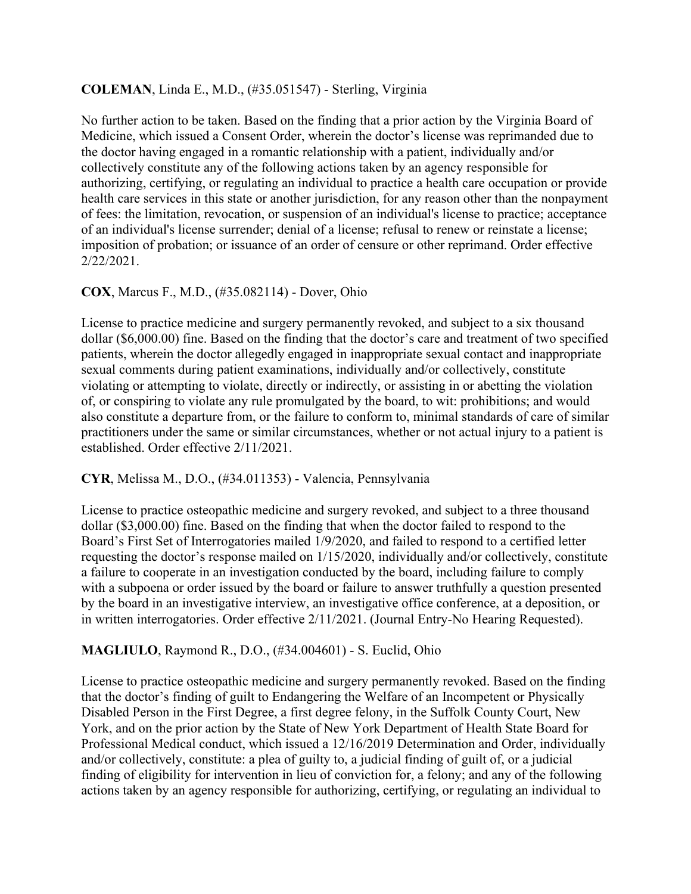**COLEMAN**, Linda E., M.D., (#35.051547) - Sterling, Virginia

No further action to be taken. Based on the finding that a prior action by the Virginia Board of Medicine, which issued a Consent Order, wherein the doctor's license was reprimanded due to the doctor having engaged in a romantic relationship with a patient, individually and/or collectively constitute any of the following actions taken by an agency responsible for authorizing, certifying, or regulating an individual to practice a health care occupation or provide health care services in this state or another jurisdiction, for any reason other than the nonpayment of fees: the limitation, revocation, or suspension of an individual's license to practice; acceptance of an individual's license surrender; denial of a license; refusal to renew or reinstate a license; imposition of probation; or issuance of an order of censure or other reprimand. Order effective 2/22/2021.

**COX**, Marcus F., M.D., (#35.082114) - Dover, Ohio

License to practice medicine and surgery permanently revoked, and subject to a six thousand dollar ($6,000.00) fine. Based on the finding that the doctor's care and treatment of two specified patients, wherein the doctor allegedly engaged in inappropriate sexual contact and inappropriate sexual comments during patient examinations, individually and/or collectively, constitute violating or attempting to violate, directly or indirectly, or assisting in or abetting the violation of, or conspiring to violate any rule promulgated by the board, to wit: prohibitions; and would also constitute a departure from, or the failure to conform to, minimal standards of care of similar practitioners under the same or similar circumstances, whether or not actual injury to a patient is established. Order effective 2/11/2021.

**CYR**, Melissa M., D.O., (#34.011353) - Valencia, Pennsylvania

License to practice osteopathic medicine and surgery revoked, and subject to a three thousand dollar ($3,000.00) fine. Based on the finding that when the doctor failed to respond to the Board's First Set of Interrogatories mailed 1/9/2020, and failed to respond to a certified letter requesting the doctor's response mailed on 1/15/2020, individually and/or collectively, constitute a failure to cooperate in an investigation conducted by the board, including failure to comply with a subpoena or order issued by the board or failure to answer truthfully a question presented by the board in an investigative interview, an investigative office conference, at a deposition, or in written interrogatories. Order effective 2/11/2021. (Journal Entry-No Hearing Requested).

**MAGLIULO**, Raymond R., D.O., (#34.004601) - S. Euclid, Ohio

License to practice osteopathic medicine and surgery permanently revoked. Based on the finding that the doctor's finding of guilt to Endangering the Welfare of an Incompetent or Physically Disabled Person in the First Degree, a first degree felony, in the Suffolk County Court, New York, and on the prior action by the State of New York Department of Health State Board for Professional Medical conduct, which issued a 12/16/2019 Determination and Order, individually and/or collectively, constitute: a plea of guilty to, a judicial finding of guilt of, or a judicial finding of eligibility for intervention in lieu of conviction for, a felony; and any of the following actions taken by an agency responsible for authorizing, certifying, or regulating an individual to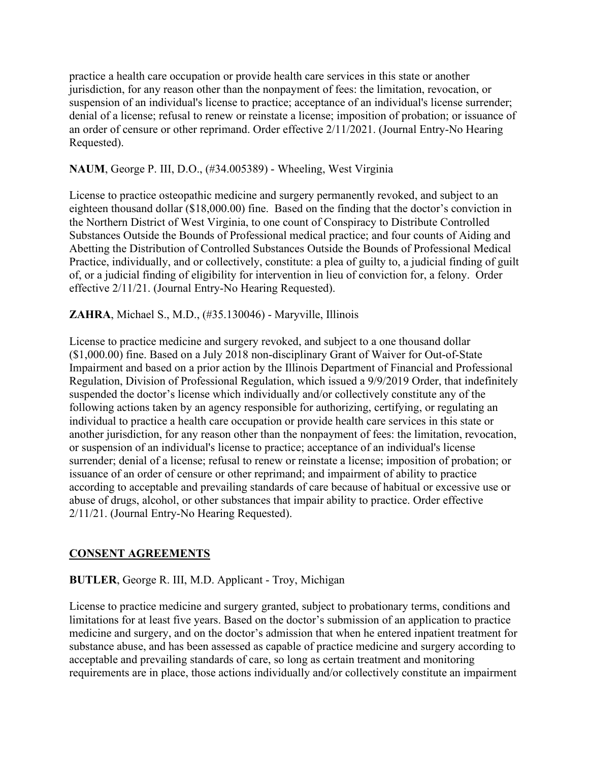practice a health care occupation or provide health care services in this state or another jurisdiction, for any reason other than the nonpayment of fees: the limitation, revocation, or suspension of an individual's license to practice; acceptance of an individual's license surrender; denial of a license; refusal to renew or reinstate a license; imposition of probation; or issuance of an order of censure or other reprimand. Order effective 2/11/2021. (Journal Entry-No Hearing Requested).

**NAUM**, George P. III, D.O., (#34.005389) - Wheeling, West Virginia

License to practice osteopathic medicine and surgery permanently revoked, and subject to an eighteen thousand dollar ($18,000.00) fine. Based on the finding that the doctor's conviction in the Northern District of West Virginia, to one count of Conspiracy to Distribute Controlled Substances Outside the Bounds of Professional medical practice; and four counts of Aiding and Abetting the Distribution of Controlled Substances Outside the Bounds of Professional Medical Practice, individually, and or collectively, constitute: a plea of guilty to, a judicial finding of guilt of, or a judicial finding of eligibility for intervention in lieu of conviction for, a felony. Order effective 2/11/21. (Journal Entry-No Hearing Requested).

**ZAHRA**, Michael S., M.D., (#35.130046) - Maryville, Illinois

License to practice medicine and surgery revoked, and subject to a one thousand dollar ($1,000.00) fine. Based on a July 2018 non-disciplinary Grant of Waiver for Out-of-State Impairment and based on a prior action by the Illinois Department of Financial and Professional Regulation, Division of Professional Regulation, which issued a 9/9/2019 Order, that indefinitely suspended the doctor's license which individually and/or collectively constitute any of the following actions taken by an agency responsible for authorizing, certifying, or regulating an individual to practice a health care occupation or provide health care services in this state or another jurisdiction, for any reason other than the nonpayment of fees: the limitation, revocation, or suspension of an individual's license to practice; acceptance of an individual's license surrender; denial of a license; refusal to renew or reinstate a license; imposition of probation; or issuance of an order of censure or other reprimand; and impairment of ability to practice according to acceptable and prevailing standards of care because of habitual or excessive use or abuse of drugs, alcohol, or other substances that impair ability to practice. Order effective 2/11/21. (Journal Entry-No Hearing Requested).

## CONSENT AGREEMENTS

**BUTLER**, George R. III, M.D. Applicant - Troy, Michigan

License to practice medicine and surgery granted, subject to probationary terms, conditions and limitations for at least five years. Based on the doctor's submission of an application to practice medicine and surgery, and on the doctor's admission that when he entered inpatient treatment for substance abuse, and has been assessed as capable of practice medicine and surgery according to acceptable and prevailing standards of care, so long as certain treatment and monitoring requirements are in place, those actions individually and/or collectively constitute an impairment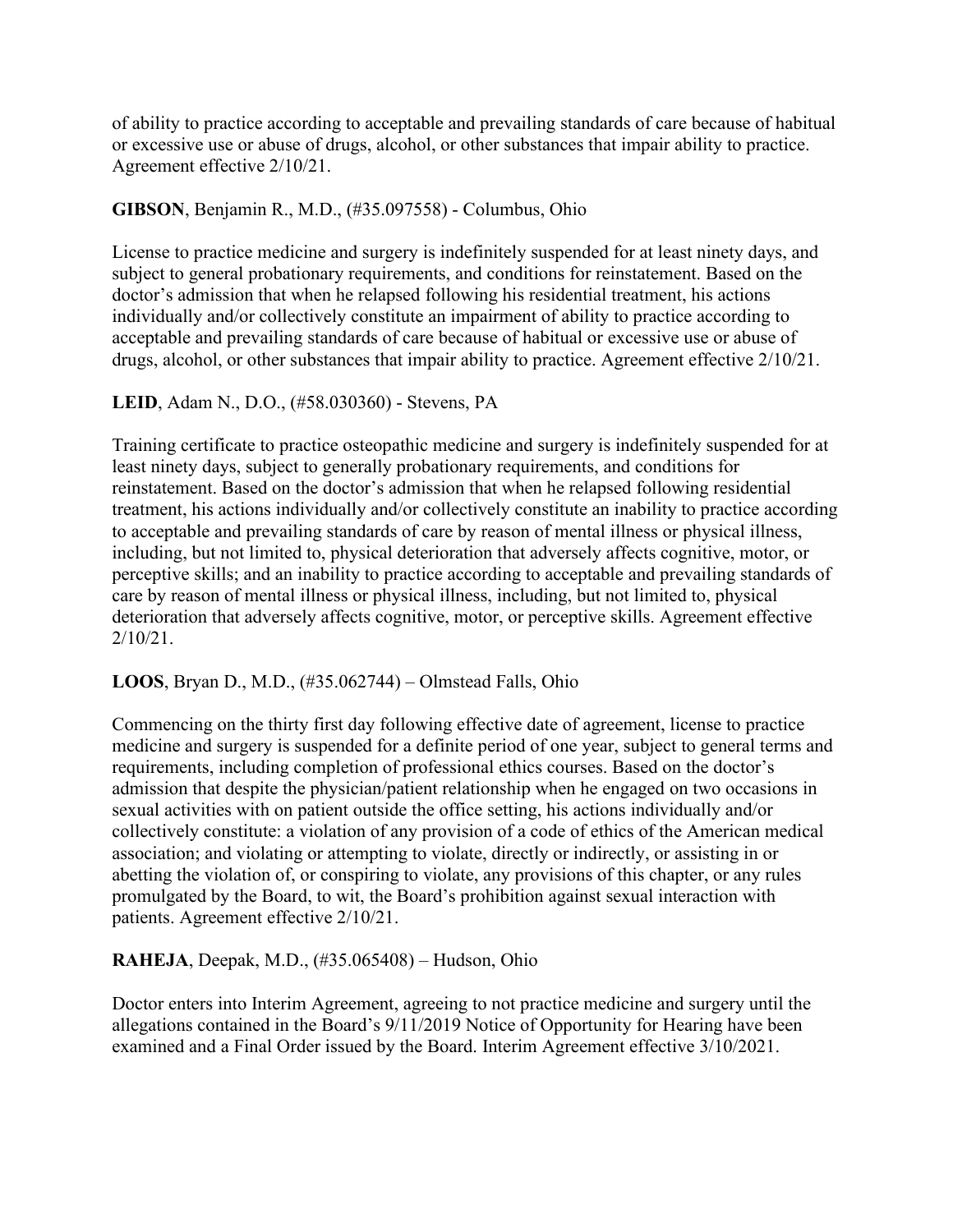of ability to practice according to acceptable and prevailing standards of care because of habitual or excessive use or abuse of drugs, alcohol, or other substances that impair ability to practice. Agreement effective 2/10/21.

**GIBSON**, Benjamin R., M.D., (#35.097558) - Columbus, Ohio

License to practice medicine and surgery is indefinitely suspended for at least ninety days, and subject to general probationary requirements, and conditions for reinstatement. Based on the doctor's admission that when he relapsed following his residential treatment, his actions individually and/or collectively constitute an impairment of ability to practice according to acceptable and prevailing standards of care because of habitual or excessive use or abuse of drugs, alcohol, or other substances that impair ability to practice. Agreement effective 2/10/21.

**LEID**, Adam N., D.O., (#58.030360) - Stevens, PA

Training certificate to practice osteopathic medicine and surgery is indefinitely suspended for at least ninety days, subject to generally probationary requirements, and conditions for reinstatement. Based on the doctor's admission that when he relapsed following residential treatment, his actions individually and/or collectively constitute an inability to practice according to acceptable and prevailing standards of care by reason of mental illness or physical illness, including, but not limited to, physical deterioration that adversely affects cognitive, motor, or perceptive skills; and an inability to practice according to acceptable and prevailing standards of care by reason of mental illness or physical illness, including, but not limited to, physical deterioration that adversely affects cognitive, motor, or perceptive skills. Agreement effective 2/10/21.

**LOOS**, Bryan D., M.D., (#35.062744) – Olmstead Falls, Ohio

Commencing on the thirty first day following effective date of agreement, license to practice medicine and surgery is suspended for a definite period of one year, subject to general terms and requirements, including completion of professional ethics courses. Based on the doctor's admission that despite the physician/patient relationship when he engaged on two occasions in sexual activities with on patient outside the office setting, his actions individually and/or collectively constitute: a violation of any provision of a code of ethics of the American medical association; and violating or attempting to violate, directly or indirectly, or assisting in or abetting the violation of, or conspiring to violate, any provisions of this chapter, or any rules promulgated by the Board, to wit, the Board's prohibition against sexual interaction with patients. Agreement effective 2/10/21.

**RAHEJA**, Deepak, M.D., (#35.065408) – Hudson, Ohio

Doctor enters into Interim Agreement, agreeing to not practice medicine and surgery until the allegations contained in the Board's 9/11/2019 Notice of Opportunity for Hearing have been examined and a Final Order issued by the Board. Interim Agreement effective 3/10/2021.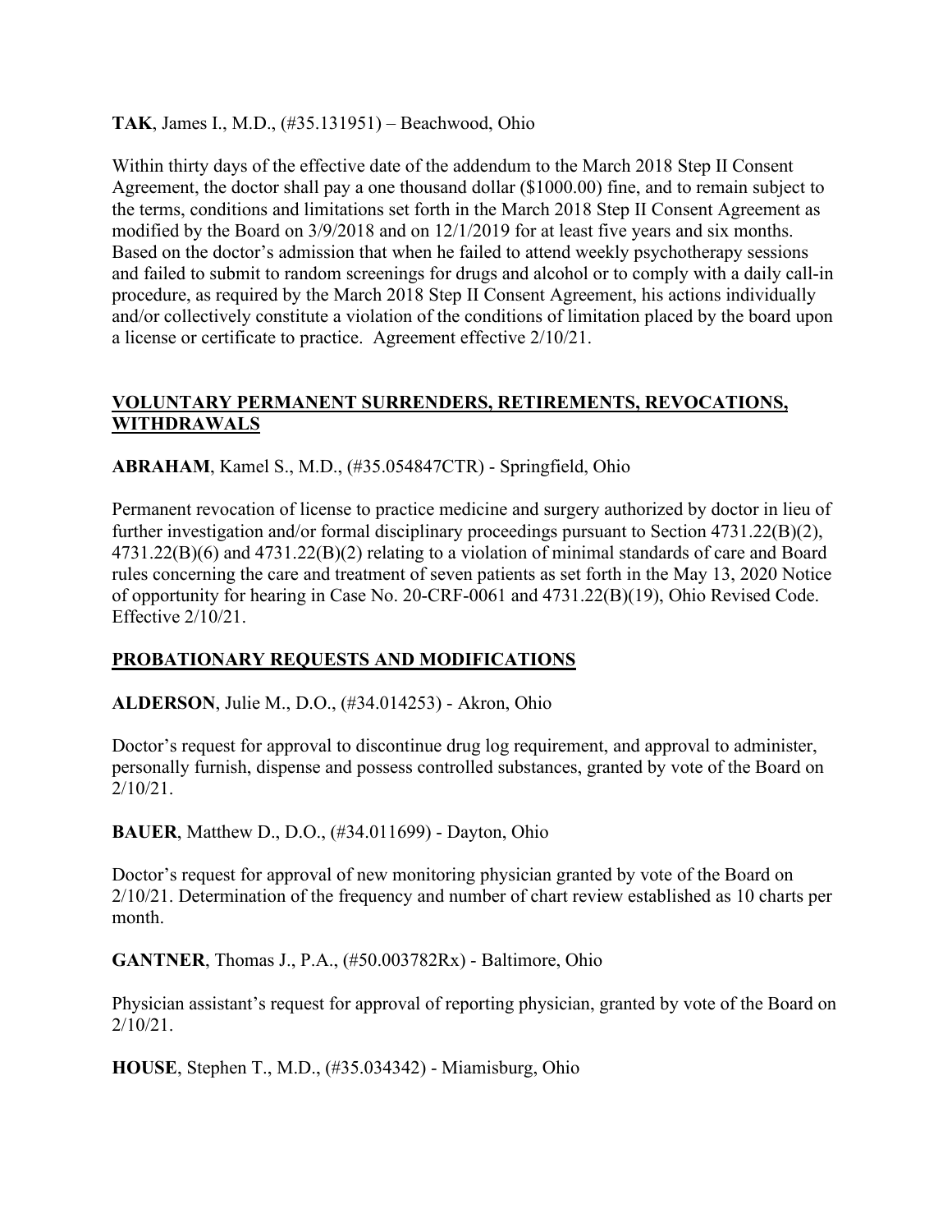**TAK**, James I., M.D., (#35.131951) – Beachwood, Ohio

Within thirty days of the effective date of the addendum to the March 2018 Step II Consent Agreement, the doctor shall pay a one thousand dollar ($1000.00) fine, and to remain subject to the terms, conditions and limitations set forth in the March 2018 Step II Consent Agreement as modified by the Board on 3/9/2018 and on 12/1/2019 for at least five years and six months. Based on the doctor's admission that when he failed to attend weekly psychotherapy sessions and failed to submit to random screenings for drugs and alcohol or to comply with a daily call-in procedure, as required by the March 2018 Step II Consent Agreement, his actions individually and/or collectively constitute a violation of the conditions of limitation placed by the board upon a license or certificate to practice. Agreement effective 2/10/21.

## VOLUNTARY PERMANENT SURRENDERS, RETIREMENTS, REVOCATIONS, WITHDRAWALS

**ABRAHAM**, Kamel S., M.D., (#35.054847CTR) - Springfield, Ohio

Permanent revocation of license to practice medicine and surgery authorized by doctor in lieu of further investigation and/or formal disciplinary proceedings pursuant to Section 4731.22(B)(2), 4731.22(B)(6) and 4731.22(B)(2) relating to a violation of minimal standards of care and Board rules concerning the care and treatment of seven patients as set forth in the May 13, 2020 Notice of opportunity for hearing in Case No. 20-CRF-0061 and 4731.22(B)(19), Ohio Revised Code. Effective 2/10/21.

## PROBATIONARY REQUESTS AND MODIFICATIONS

**ALDERSON**, Julie M., D.O., (#34.014253) - Akron, Ohio

Doctor's request for approval to discontinue drug log requirement, and approval to administer, personally furnish, dispense and possess controlled substances, granted by vote of the Board on 2/10/21.

**BAUER**, Matthew D., D.O., (#34.011699) - Dayton, Ohio

Doctor's request for approval of new monitoring physician granted by vote of the Board on 2/10/21. Determination of the frequency and number of chart review established as 10 charts per month.

**GANTNER**, Thomas J., P.A., (#50.003782Rx) - Baltimore, Ohio

Physician assistant's request for approval of reporting physician, granted by vote of the Board on 2/10/21.

**HOUSE**, Stephen T., M.D., (#35.034342) - Miamisburg, Ohio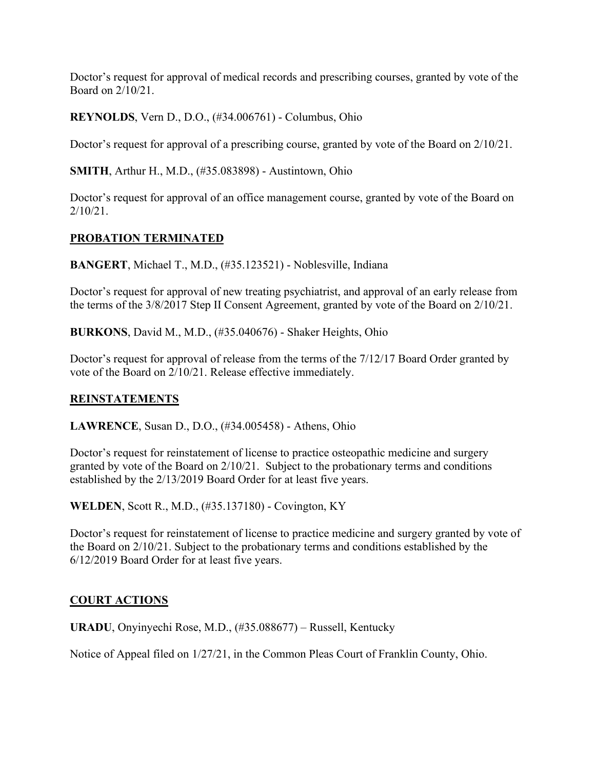Doctor's request for approval of medical records and prescribing courses, granted by vote of the Board on 2/10/21.

**REYNOLDS**, Vern D., D.O., (#34.006761) - Columbus, Ohio

Doctor's request for approval of a prescribing course, granted by vote of the Board on 2/10/21.

**SMITH**, Arthur H., M.D., (#35.083898) - Austintown, Ohio

Doctor's request for approval of an office management course, granted by vote of the Board on 2/10/21.

## PROBATION TERMINATED

**BANGERT**, Michael T., M.D., (#35.123521) - Noblesville, Indiana

Doctor's request for approval of new treating psychiatrist, and approval of an early release from the terms of the 3/8/2017 Step II Consent Agreement, granted by vote of the Board on 2/10/21.

**BURKONS**, David M., M.D., (#35.040676) - Shaker Heights, Ohio

Doctor's request for approval of release from the terms of the 7/12/17 Board Order granted by vote of the Board on 2/10/21. Release effective immediately.

## REINSTATEMENTS

**LAWRENCE**, Susan D., D.O., (#34.005458) - Athens, Ohio

Doctor's request for reinstatement of license to practice osteopathic medicine and surgery granted by vote of the Board on 2/10/21. Subject to the probationary terms and conditions established by the 2/13/2019 Board Order for at least five years.

**WELDEN**, Scott R., M.D., (#35.137180) - Covington, KY

Doctor's request for reinstatement of license to practice medicine and surgery granted by vote of the Board on 2/10/21. Subject to the probationary terms and conditions established by the 6/12/2019 Board Order for at least five years.

## COURT ACTIONS

**URADU**, Onyinyechi Rose, M.D., (#35.088677) – Russell, Kentucky

Notice of Appeal filed on 1/27/21, in the Common Pleas Court of Franklin County, Ohio.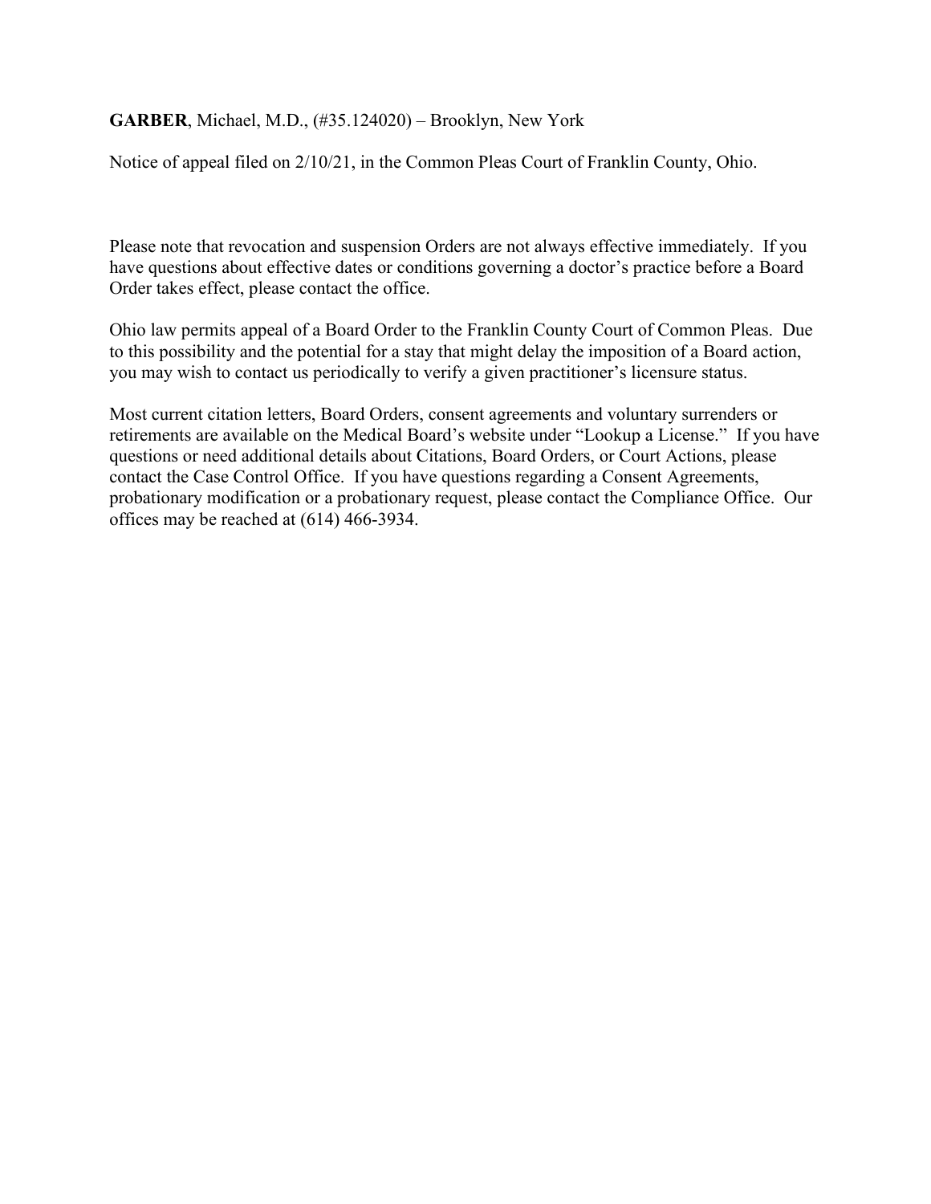**GARBER**, Michael, M.D., (#35.124020) – Brooklyn, New York

Notice of appeal filed on 2/10/21, in the Common Pleas Court of Franklin County, Ohio.

Please note that revocation and suspension Orders are not always effective immediately. If you have questions about effective dates or conditions governing a doctor's practice before a Board Order takes effect, please contact the office.

Ohio law permits appeal of a Board Order to the Franklin County Court of Common Pleas. Due to this possibility and the potential for a stay that might delay the imposition of a Board action, you may wish to contact us periodically to verify a given practitioner's licensure status.

Most current citation letters, Board Orders, consent agreements and voluntary surrenders or retirements are available on the Medical Board's website under "Lookup a License." If you have questions or need additional details about Citations, Board Orders, or Court Actions, please contact the Case Control Office. If you have questions regarding a Consent Agreements, probationary modification or a probationary request, please contact the Compliance Office. Our offices may be reached at (614) 466-3934.